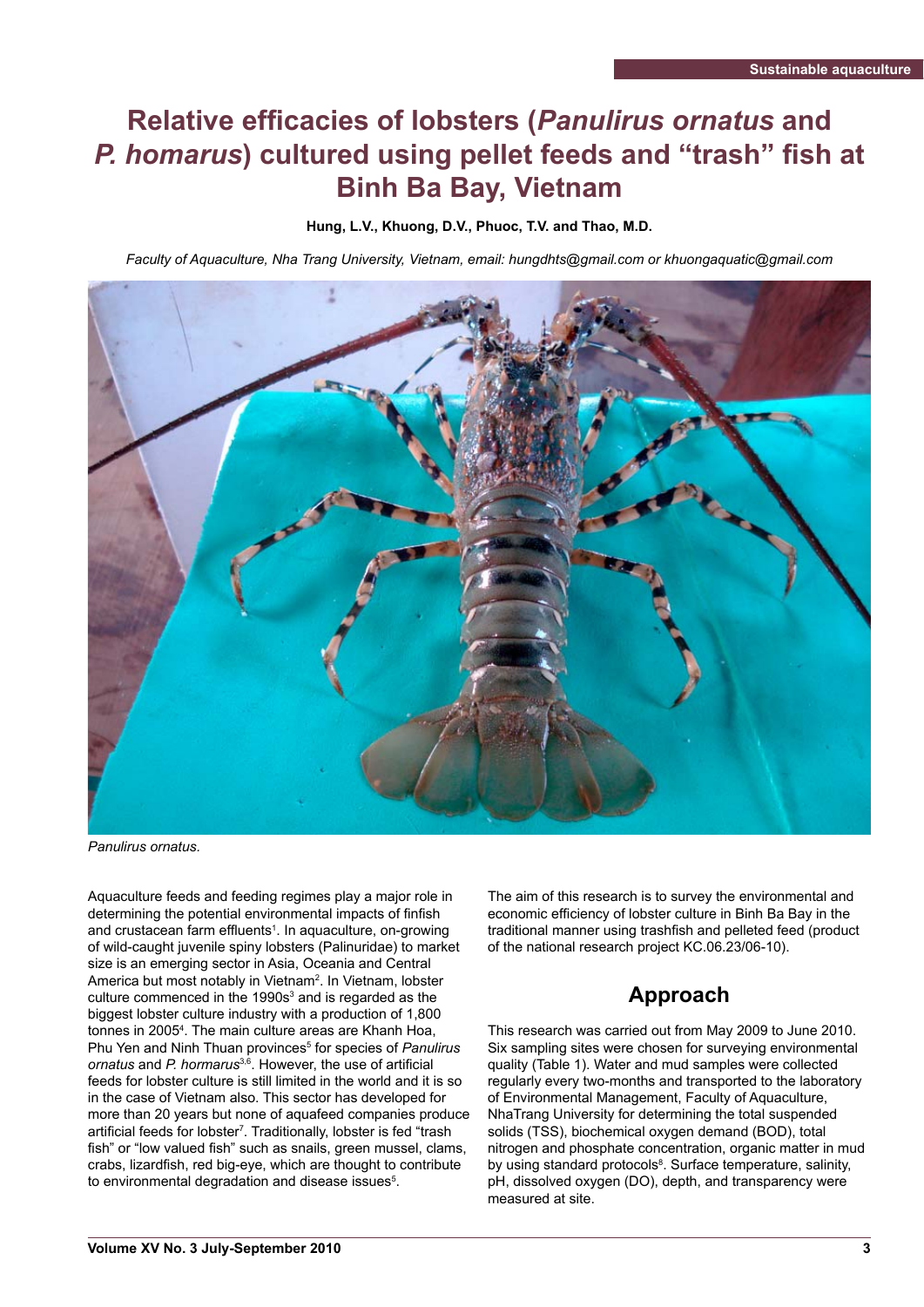# Relative efficacies of lobsters (*Panulirus ornatus* and *P. homarus*) cultured using pellet feeds and "trash" fish at Binh Ba Bay, Vietnam

**Hung, L.V., Khuong, D.V., Phuoc, T.V. and Thao, M.D.**

*Faculty of Aquaculture, Nha Trang University, Vietnam, email: hungdhts@gmail.com or khuongaquatic@gmail.com*

*Panulirus ornatus.*

Aquaculture feeds and feeding regimes play a major role in determining the potential environmental impacts of finfish and crustacean farm effluents[1]. In aquaculture, on-growing of wild-caught juvenile spiny lobsters (Palinuridae) to market size is an emerging sector in Asia, Oceania and Central America but most notably in Vietnam[2]. In Vietnam, lobster culture commenced in the 1990s[3] and is regarded as the biggest lobster culture industry with a production of 1,800 tonnes in 2005[4]. The main culture areas are Khanh Hoa, Phu Yen and Ninh Thuan provinces[5] for species of *Panulirus ornatus* and *P. hormarus*[3,6]. However, the use of artificial feeds for lobster culture is still limited in the world and it is so in the case of Vietnam also. This sector has developed for more than 20 years but none of aquafeed companies produce artificial feeds for lobster[7]. Traditionally, lobster is fed "trash fish" or "low valued fish" such as snails, green mussel, clams, crabs, lizardfish, red big-eye, which are thought to contribute to environmental degradation and disease issues[5].

The aim of this research is to survey the environmental and economic efficiency of lobster culture in Binh Ba Bay in the traditional manner using trashfish and pelleted feed (product of the national research project KC.06.23/06-10).

## Approach

This research was carried out from May 2009 to June 2010. Six sampling sites were chosen for surveying environmental quality (Table 1). Water and mud samples were collected regularly every two-months and transported to the laboratory of Environmental Management, Faculty of Aquaculture, NhaTrang University for determining the total suspended solids (TSS), biochemical oxygen demand (BOD), total nitrogen and phosphate concentration, organic matter in mud by using standard protocols[8]. Surface temperature, salinity, pH, dissolved oxygen (DO), depth, and transparency were measured at site.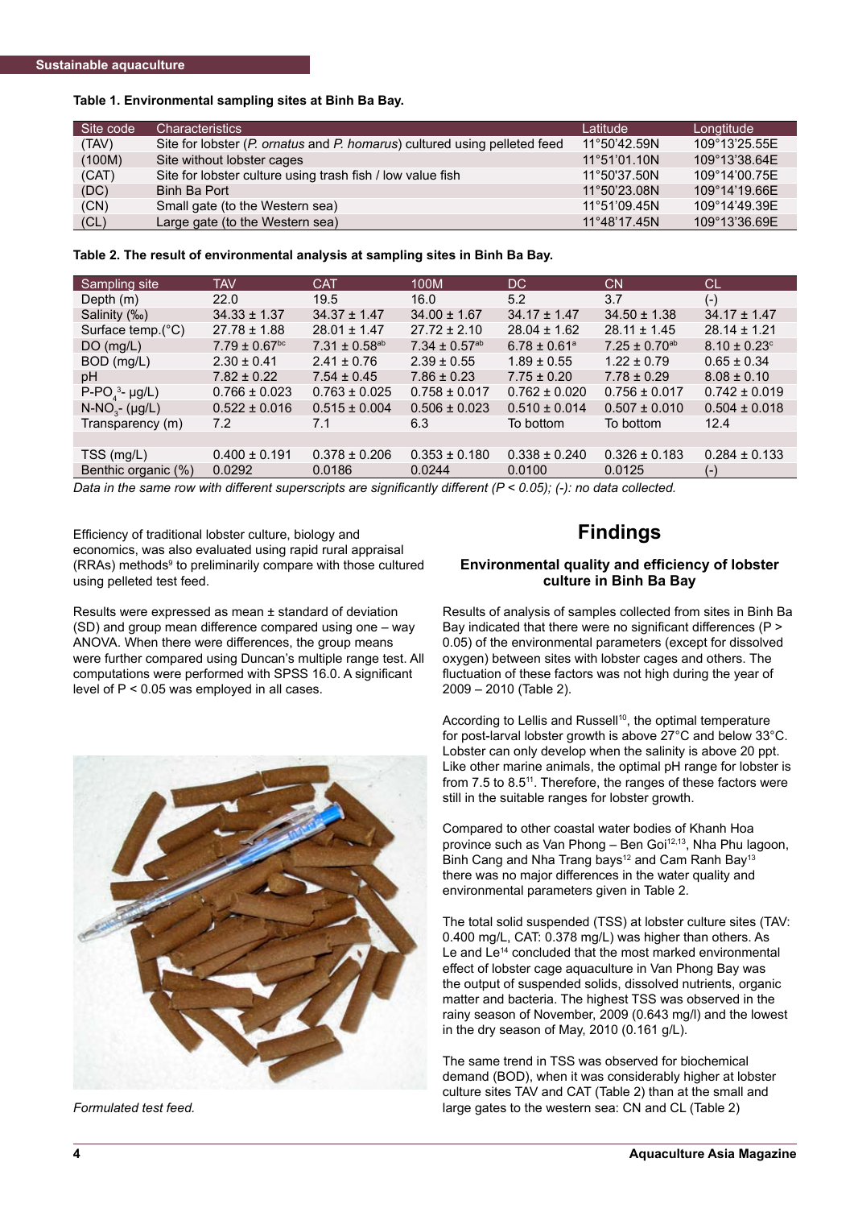**Table 1. Environmental sampling sites at Binh Ba Bay.**

| Site code | Characteristics | Latitude | Longtitude |
|---|---|---|---|
| (TAV) | Site for lobster (*P. ornatus* and *P. homarus*) cultured using pelleted feed | 11°50'42.59N | 109°13'25.55E |
| (100M) | Site without lobster cages | 11°51'01.10N | 109°13'38.64E |
| (CAT) | Site for lobster culture using trash fish / low value fish | 11°50'37.50N | 109°14'00.75E |
| (DC) | Binh Ba Port | 11°50'23.08N | 109°14'19.66E |
| (CN) | Small gate (to the Western sea) | 11°51'09.45N | 109°14'49.39E |
| (CL) | Large gate (to the Western sea) | 11°48'17.45N | 109°13'36.69E |

**Table 2. The result of environmental analysis at sampling sites in Binh Ba Bay.**

| Sampling site | TAV | CAT | 100M | DC | CN | CL |
|---|---|---|---|---|---|---|
| Depth (m) | 22.0 | 19.5 | 16.0 | 5.2 | 3.7 | (-) |
| Salinity (‰) | 34.33 ± 1.37 | 34.37 ± 1.47 | 34.00 ± 1.67 | 34.17 ± 1.47 | 34.50 ± 1.38 | 34.17 ± 1.47 |
| Surface temp.(°C) | 27.78 ± 1.88 | 28.01 ± 1.47 | 27.72 ± 2.10 | 28.04 ± 1.62 | 28.11 ± 1.45 | 28.14 ± 1.21 |
| DO (mg/L) | 7.79 ± 0.67$^{bc}$ | 7.31 ± 0.58$^{ab}$ | 7.34 ± 0.57$^{ab}$ | 6.78 ± 0.61$^{a}$ | 7.25 ± 0.70$^{ab}$ | 8.10 ± 0.23$^{c}$ |
| BOD (mg/L) | 2.30 ± 0.41 | 2.41 ± 0.76 | 2.39 ± 0.55 | 1.89 ± 0.55 | 1.22 ± 0.79 | 0.65 ± 0.34 |
| pH | 7.82 ± 0.22 | 7.54 ± 0.45 | 7.86 ± 0.23 | 7.75 ± 0.20 | 7.78 ± 0.29 | 8.08 ± 0.10 |
| P-$PO_4^{3-}$ µg/L) | 0.766 ± 0.023 | 0.763 ± 0.025 | 0.758 ± 0.017 | 0.762 ± 0.020 | 0.756 ± 0.017 | 0.742 ± 0.019 |
| N-$NO_3^-$ (µg/L) | 0.522 ± 0.016 | 0.515 ± 0.004 | 0.506 ± 0.023 | 0.510 ± 0.014 | 0.507 ± 0.010 | 0.504 ± 0.018 |
| Transparency (m) | 7.2 | 7.1 | 6.3 | To bottom | To bottom | 12.4 |
| | | | | | | |
| TSS (mg/L) | 0.400 ± 0.191 | 0.378 ± 0.206 | 0.353 ± 0.180 | 0.338 ± 0.240 | 0.326 ± 0.183 | 0.284 ± 0.133 |
| Benthic organic (%) | 0.0292 | 0.0186 | 0.0244 | 0.0100 | 0.0125 | (-) |

*Data in the same row with different superscripts are significantly different (P < 0.05); (-): no data collected.*

Efficiency of traditional lobster culture, biology and economics, was also evaluated using rapid rural appraisal (RRAs) methods[9] to preliminarily compare with those cultured using pelleted test feed.

Results were expressed as mean ± standard of deviation (SD) and group mean difference compared using one – way ANOVA. When there were differences, the group means were further compared using Duncan's multiple range test. All computations were performed with SPSS 16.0. A significant level of $P < 0.05$ was employed in all cases.

*Formulated test feed.*

## Findings

### Environmental quality and efficiency of lobster culture in Binh Ba Bay

Results of analysis of samples collected from sites in Binh Ba Bay indicated that there were no significant differences ($P > 0.05$) of the environmental parameters (except for dissolved oxygen) between sites with lobster cages and others. The fluctuation of these factors was not high during the year of 2009 – 2010 (Table 2).

According to Lellis and Russell[10], the optimal temperature for post-larval lobster growth is above 27°C and below 33°C. Lobster can only develop when the salinity is above 20 ppt. Like other marine animals, the optimal pH range for lobster is from 7.5 to 8.5[11]. Therefore, the ranges of these factors were still in the suitable ranges for lobster growth.

Compared to other coastal water bodies of Khanh Hoa province such as Van Phong – Ben Goi[12,13], Nha Phu lagoon, Binh Cang and Nha Trang bays[12] and Cam Ranh Bay[13] there was no major differences in the water quality and environmental parameters given in Table 2.

The total solid suspended (TSS) at lobster culture sites (TAV: 0.400 mg/L, CAT: 0.378 mg/L) was higher than others. As Le and Le[14] concluded that the most marked environmental effect of lobster cage aquaculture in Van Phong Bay was the output of suspended solids, dissolved nutrients, organic matter and bacteria. The highest TSS was observed in the rainy season of November, 2009 (0.643 mg/l) and the lowest in the dry season of May, 2010 (0.161 g/L).

The same trend in TSS was observed for biochemical demand (BOD), when it was considerably higher at lobster culture sites TAV and CAT (Table 2) than at the small and large gates to the western sea: CN and CL (Table 2)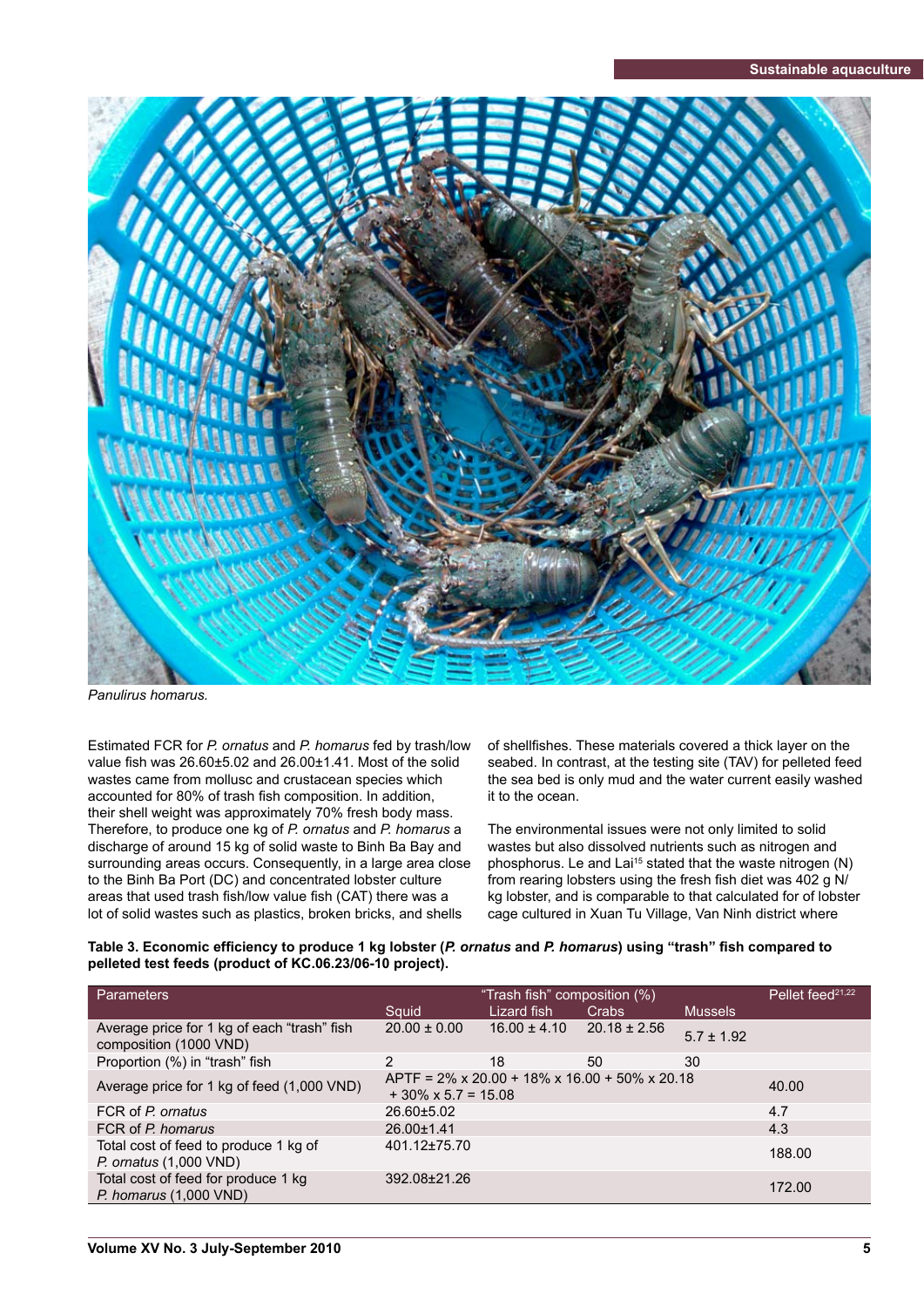*Panulirus homarus.*

Estimated FCR for *P. ornatus* and *P. homarus* fed by trash/low value fish was 26.60±5.02 and 26.00±1.41. Most of the solid wastes came from mollusc and crustacean species which accounted for 80% of trash fish composition. In addition, their shell weight was approximately 70% fresh body mass. Therefore, to produce one kg of *P. ornatus* and *P. homarus* a discharge of around 15 kg of solid waste to Binh Ba Bay and surrounding areas occurs. Consequently, in a large area close to the Binh Ba Port (DC) and concentrated lobster culture areas that used trash fish/low value fish (CAT) there was a lot of solid wastes such as plastics, broken bricks, and shells of shellfishes. These materials covered a thick layer on the seabed. In contrast, at the testing site (TAV) for pelleted feed the sea bed is only mud and the water current easily washed it to the ocean.

The environmental issues were not only limited to solid wastes but also dissolved nutrients such as nitrogen and phosphorus. Le and Lai[15] stated that the waste nitrogen (N) from rearing lobsters using the fresh fish diet was 402 g N/kg lobster, and is comparable to that calculated for of lobster cage cultured in Xuan Tu Village, Van Ninh district where

**Table 3. Economic efficiency to produce 1 kg lobster (*P. ornatus* and *P. homarus*) using "trash" fish compared to pelleted test feeds (product of KC.06.23/06-10 project).**

| Parameters | "Trash fish" composition (%) | | | | Pellet feed[21,22] |
|---|---|---|---|---|---|
| | Squid | Lizard fish | Crabs | Mussels | |
| Average price for 1 kg of each "trash" fish composition (1000 VND) | 20.00 ± 0.00 | 16.00 ± 4.10 | 20.18 ± 2.56 | 5.7 ± 1.92 | |
| Proportion (%) in "trash" fish | 2 | 18 | 50 | 30 | |
| Average price for 1 kg of feed (1,000 VND) | APTF = 2% x 20.00 + 18% x 16.00 + 50% x 20.18 + 30% x 5.7 = 15.08 | | | | 40.00 |
| FCR of *P. ornatus* | 26.60±5.02 | | | | 4.7 |
| FCR of *P. homarus* | 26.00±1.41 | | | | 4.3 |
| Total cost of feed to produce 1 kg of *P. ornatus* (1,000 VND) | 401.12±75.70 | | | | 188.00 |
| Total cost of feed for produce 1 kg *P. homarus* (1,000 VND) | 392.08±21.26 | | | | 172.00 |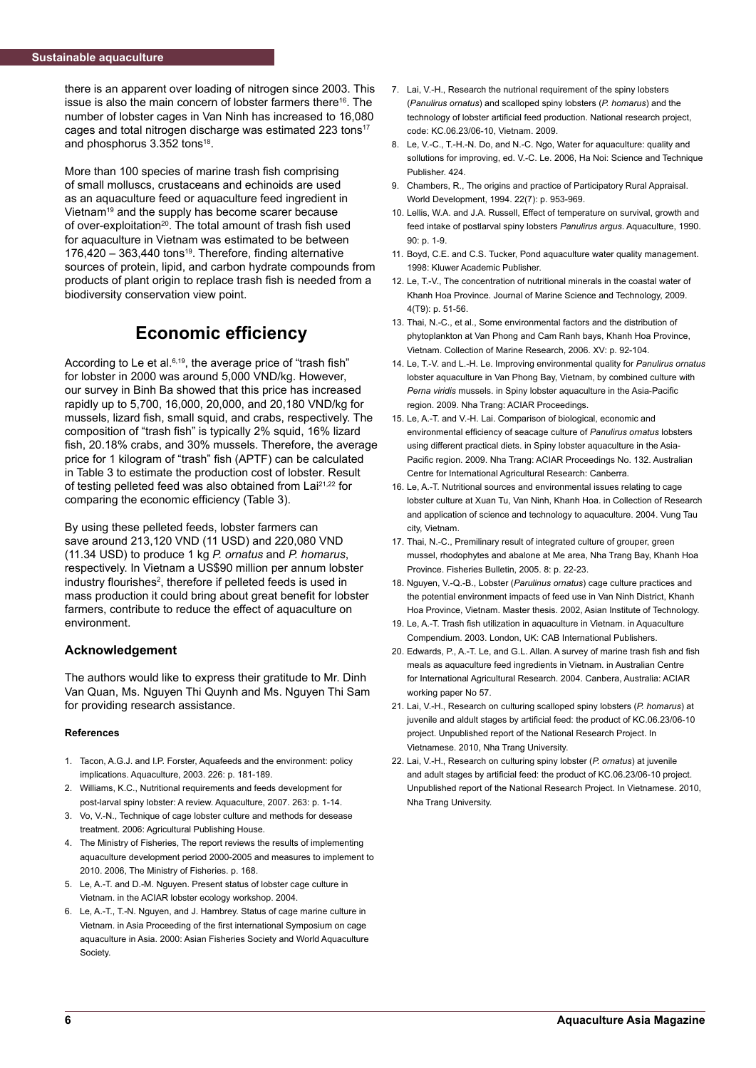there is an apparent over loading of nitrogen since 2003. This issue is also the main concern of lobster farmers there[16]. The number of lobster cages in Van Ninh has increased to 16,080 cages and total nitrogen discharge was estimated 223 tons[17] and phosphorus 3.352 tons[18].

More than 100 species of marine trash fish comprising of small molluscs, crustaceans and echinoids are used as an aquaculture feed or aquaculture feed ingredient in Vietnam[19] and the supply has become scarer because of over-exploitation[20]. The total amount of trash fish used for aquaculture in Vietnam was estimated to be between 176,420 – 363,440 tons[19]. Therefore, finding alternative sources of protein, lipid, and carbon hydrate compounds from products of plant origin to replace trash fish is needed from a biodiversity conservation view point.

## Economic efficiency

According to Le et al.[6,19], the average price of "trash fish" for lobster in 2000 was around 5,000 VND/kg. However, our survey in Binh Ba showed that this price has increased rapidly up to 5,700, 16,000, 20,000, and 20,180 VND/kg for mussels, lizard fish, small squid, and crabs, respectively. The composition of "trash fish" is typically 2% squid, 16% lizard fish, 20.18% crabs, and 30% mussels. Therefore, the average price for 1 kilogram of "trash" fish (APTF) can be calculated in Table 3 to estimate the production cost of lobster. Result of testing pelleted feed was also obtained from Lai[21,22] for comparing the economic efficiency (Table 3).

By using these pelleted feeds, lobster farmers can save around 213,120 VND (11 USD) and 220,080 VND (11.34 USD) to produce 1 kg *P. ornatus* and *P. homarus*, respectively. In Vietnam a US$90 million per annum lobster industry flourishes[2], therefore if pelleted feeds is used in mass production it could bring about great benefit for lobster farmers, contribute to reduce the effect of aquaculture on environment.

### Acknowledgement

The authors would like to express their gratitude to Mr. Dinh Van Quan, Ms. Nguyen Thi Quynh and Ms. Nguyen Thi Sam for providing research assistance.

#### References

1. Tacon, A.G.J. and I.P. Forster, Aquafeeds and the environment: policy implications. Aquaculture, 2003. 226: p. 181-189.
2. Williams, K.C., Nutritional requirements and feeds development for post-larval spiny lobster: A review. Aquaculture, 2007. 263: p. 1-14.
3. Vo, V.-N., Technique of cage lobster culture and methods for desease treatment. 2006: Agricultural Publishing House.
4. The Ministry of Fisheries, The report reviews the results of implementing aquaculture development period 2000-2005 and measures to implement to 2010. 2006, The Ministry of Fisheries. p. 168.
5. Le, A.-T. and D.-M. Nguyen. Present status of lobster cage culture in Vietnam. in the ACIAR lobster ecology workshop. 2004.
6. Le, A.-T., T.-N. Nguyen, and J. Hambrey. Status of cage marine culture in Vietnam. in Asia Proceeding of the first international Symposium on cage aquaculture in Asia. 2000: Asian Fisheries Society and World Aquaculture Society.
7. Lai, V.-H., Research the nutrional requirement of the spiny lobsters (*Panulirus ornatus*) and scalloped spiny lobsters (*P. homarus*) and the technology of lobster artificial feed production. National research project, code: KC.06.23/06-10, Vietnam. 2009.
8. Le, V.-C., T.-H.-N. Do, and N.-C. Ngo, Water for aquaculture: quality and sollutions for improving, ed. V.-C. Le. 2006, Ha Noi: Science and Technique Publisher. 424.
9. Chambers, R., The origins and practice of Participatory Rural Appraisal. World Development, 1994. 22(7): p. 953-969.
10. Lellis, W.A. and J.A. Russell, Effect of temperature on survival, growth and feed intake of postlarval spiny lobsters *Panulirus argus*. Aquaculture, 1990. 90: p. 1-9.
11. Boyd, C.E. and C.S. Tucker, Pond aquaculture water quality management. 1998: Kluwer Academic Publisher.
12. Le, T.-V., The concentration of nutritional minerals in the coastal water of Khanh Hoa Province. Journal of Marine Science and Technology, 2009. 4(T9): p. 51-56.
13. Thai, N.-C., et al., Some environmental factors and the distribution of phytoplankton at Van Phong and Cam Ranh bays, Khanh Hoa Province, Vietnam. Collection of Marine Research, 2006. XV: p. 92-104.
14. Le, T.-V. and L.-H. Le. Improving environmental quality for *Panulirus ornatus* lobster aquaculture in Van Phong Bay, Vietnam, by combined culture with *Perna viridis* mussels. in Spiny lobster aquaculture in the Asia-Pacific region. 2009. Nha Trang: ACIAR Proceedings.
15. Le, A.-T. and V.-H. Lai. Comparison of biological, economic and environmental efficiency of seacage culture of *Panulirus ornatus* lobsters using different practical diets. in Spiny lobster aquaculture in the Asia-Pacific region. 2009. Nha Trang: ACIAR Proceedings No. 132. Australian Centre for International Agricultural Research: Canberra.
16. Le, A.-T. Nutritional sources and environmental issues relating to cage lobster culture at Xuan Tu, Van Ninh, Khanh Hoa. in Collection of Research and application of science and technology to aquaculture. 2004. Vung Tau city, Vietnam.
17. Thai, N.-C., Premilinary result of integrated culture of grouper, green mussel, rhodophytes and abalone at Me area, Nha Trang Bay, Khanh Hoa Province. Fisheries Bulletin, 2005. 8: p. 22-23.
18. Nguyen, V.-Q.-B., Lobster (*Parulinus ornatus*) cage culture practices and the potential environment impacts of feed use in Van Ninh District, Khanh Hoa Province, Vietnam. Master thesis. 2002, Asian Institute of Technology.
19. Le, A.-T. Trash fish utilization in aquaculture in Vietnam. in Aquaculture Compendium. 2003. London, UK: CAB International Publishers.
20. Edwards, P., A.-T. Le, and G.L. Allan. A survey of marine trash fish and fish meals as aquaculture feed ingredients in Vietnam. in Australian Centre for International Agricultural Research. 2004. Canbera, Australia: ACIAR working paper No 57.
21. Lai, V.-H., Research on culturing scalloped spiny lobsters (*P. homarus*) at juvenile and aldult stages by artificial feed: the product of KC.06.23/06-10 project. Unpublished report of the National Research Project. In Vietnamese. 2010, Nha Trang University.
22. Lai, V.-H., Research on culturing spiny lobster (*P. ornatus*) at juvenile and adult stages by artificial feed: the product of KC.06.23/06-10 project. Unpublished report of the National Research Project. In Vietnamese. 2010, Nha Trang University.